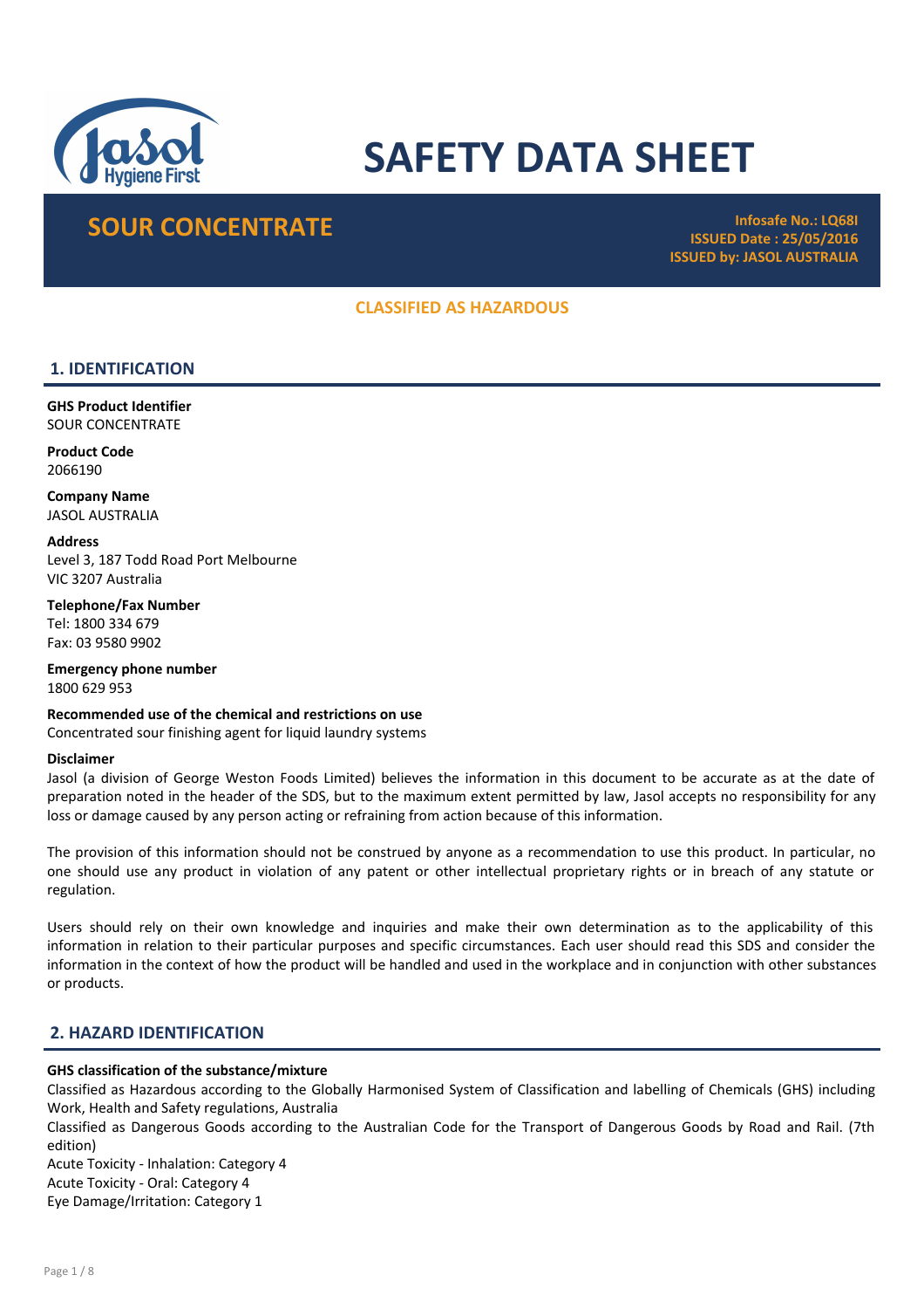# SAFETY DATA SHEET

## SOUR CONCENTRATE

**Infosafe No.: LQ68I**
**ISSUED Date : 25/05/2016**
**ISSUED by: JASOL AUSTRALIA**

**CLASSIFIED AS HAZARDOUS**

## 1. IDENTIFICATION

**GHS Product Identifier**
SOUR CONCENTRATE

**Product Code**
2066190

**Company Name**
JASOL AUSTRALIA

**Address**
Level 3, 187 Todd Road Port Melbourne
VIC 3207 Australia

**Telephone/Fax Number**
Tel: 1800 334 679
Fax: 03 9580 9902

**Emergency phone number**
1800 629 953

**Recommended use of the chemical and restrictions on use**
Concentrated sour finishing agent for liquid laundry systems

**Disclaimer**
Jasol (a division of George Weston Foods Limited) believes the information in this document to be accurate as at the date of preparation noted in the header of the SDS, but to the maximum extent permitted by law, Jasol accepts no responsibility for any loss or damage caused by any person acting or refraining from action because of this information.

The provision of this information should not be construed by anyone as a recommendation to use this product. In particular, no one should use any product in violation of any patent or other intellectual proprietary rights or in breach of any statute or regulation.

Users should rely on their own knowledge and inquiries and make their own determination as to the applicability of this information in relation to their particular purposes and specific circumstances. Each user should read this SDS and consider the information in the context of how the product will be handled and used in the workplace and in conjunction with other substances or products.

## 2. HAZARD IDENTIFICATION

**GHS classification of the substance/mixture**
Classified as Hazardous according to the Globally Harmonised System of Classification and labelling of Chemicals (GHS) including Work, Health and Safety regulations, Australia
Classified as Dangerous Goods according to the Australian Code for the Transport of Dangerous Goods by Road and Rail. (7th edition)
Acute Toxicity - Inhalation: Category 4
Acute Toxicity - Oral: Category 4
Eye Damage/Irritation: Category 1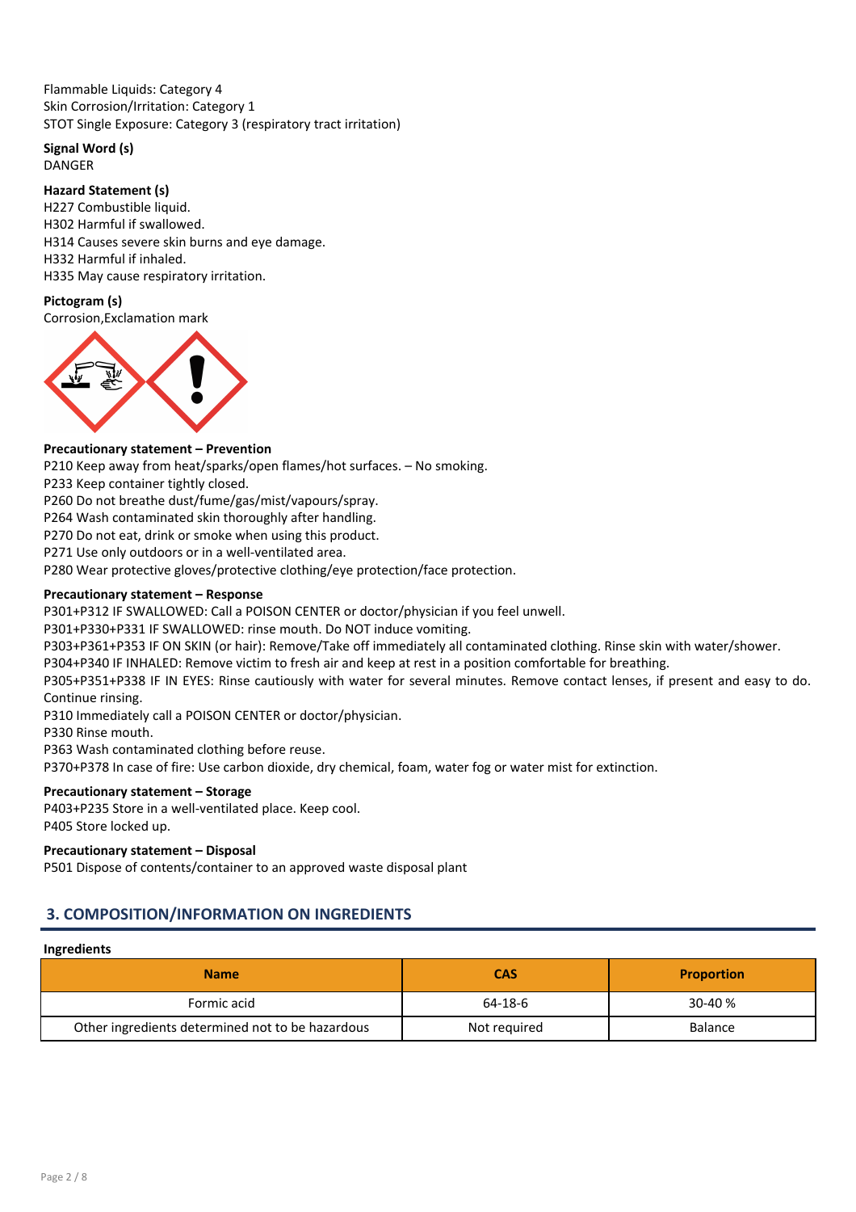Flammable Liquids: Category 4
Skin Corrosion/Irritation: Category 1
STOT Single Exposure: Category 3 (respiratory tract irritation)

**Signal Word (s)**
DANGER

**Hazard Statement (s)**
H227 Combustible liquid.
H302 Harmful if swallowed.
H314 Causes severe skin burns and eye damage.
H332 Harmful if inhaled.
H335 May cause respiratory irritation.

**Pictogram (s)**
Corrosion,Exclamation mark

**Precautionary statement – Prevention**
P210 Keep away from heat/sparks/open flames/hot surfaces. – No smoking.
P233 Keep container tightly closed.
P260 Do not breathe dust/fume/gas/mist/vapours/spray.
P264 Wash contaminated skin thoroughly after handling.
P270 Do not eat, drink or smoke when using this product.
P271 Use only outdoors or in a well-ventilated area.
P280 Wear protective gloves/protective clothing/eye protection/face protection.

**Precautionary statement – Response**
P301+P312 IF SWALLOWED: Call a POISON CENTER or doctor/physician if you feel unwell.
P301+P330+P331 IF SWALLOWED: rinse mouth. Do NOT induce vomiting.
P303+P361+P353 IF ON SKIN (or hair): Remove/Take off immediately all contaminated clothing. Rinse skin with water/shower.
P304+P340 IF INHALED: Remove victim to fresh air and keep at rest in a position comfortable for breathing.
P305+P351+P338 IF IN EYES: Rinse cautiously with water for several minutes. Remove contact lenses, if present and easy to do. Continue rinsing.
P310 Immediately call a POISON CENTER or doctor/physician.
P330 Rinse mouth.
P363 Wash contaminated clothing before reuse.
P370+P378 In case of fire: Use carbon dioxide, dry chemical, foam, water fog or water mist for extinction.

**Precautionary statement – Storage**
P403+P235 Store in a well-ventilated place. Keep cool.
P405 Store locked up.

**Precautionary statement – Disposal**
P501 Dispose of contents/container to an approved waste disposal plant

## 3. COMPOSITION/INFORMATION ON INGREDIENTS

**Ingredients**

| Name | CAS | Proportion |
|---|---|---|
| Formic acid | 64-18-6 | 30-40 % |
| Other ingredients determined not to be hazardous | Not required | Balance |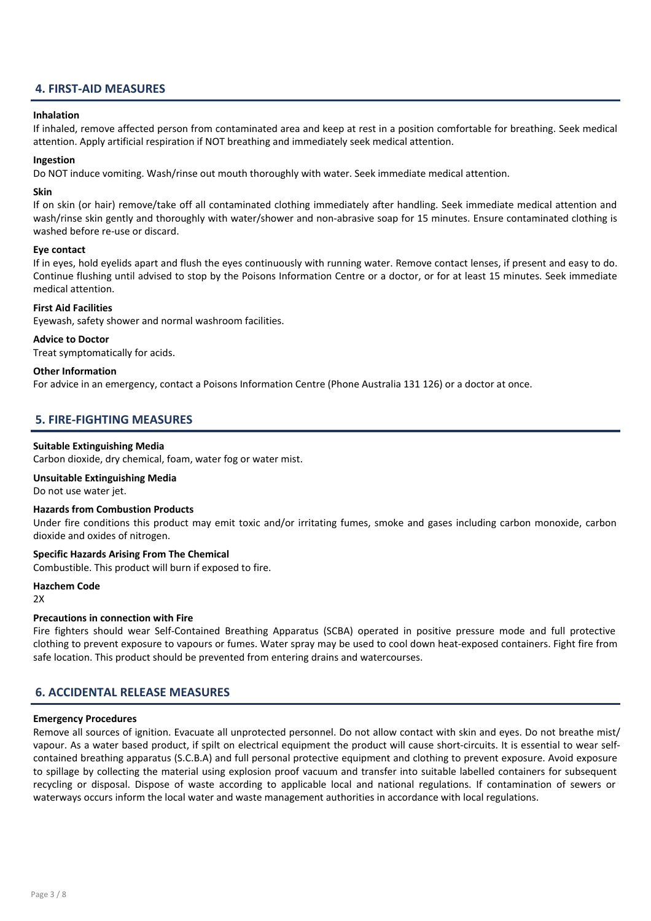## 4. FIRST-AID MEASURES

**Inhalation**

If inhaled, remove affected person from contaminated area and keep at rest in a position comfortable for breathing. Seek medical attention. Apply artificial respiration if NOT breathing and immediately seek medical attention.

**Ingestion**

Do NOT induce vomiting. Wash/rinse out mouth thoroughly with water. Seek immediate medical attention.

**Skin**

If on skin (or hair) remove/take off all contaminated clothing immediately after handling. Seek immediate medical attention and wash/rinse skin gently and thoroughly with water/shower and non-abrasive soap for 15 minutes. Ensure contaminated clothing is washed before re-use or discard.

**Eye contact**

If in eyes, hold eyelids apart and flush the eyes continuously with running water. Remove contact lenses, if present and easy to do. Continue flushing until advised to stop by the Poisons Information Centre or a doctor, or for at least 15 minutes. Seek immediate medical attention.

**First Aid Facilities**

Eyewash, safety shower and normal washroom facilities.

**Advice to Doctor**

Treat symptomatically for acids.

**Other Information**

For advice in an emergency, contact a Poisons Information Centre (Phone Australia 131 126) or a doctor at once.

## 5. FIRE-FIGHTING MEASURES

**Suitable Extinguishing Media**

Carbon dioxide, dry chemical, foam, water fog or water mist.

**Unsuitable Extinguishing Media**

Do not use water jet.

**Hazards from Combustion Products**

Under fire conditions this product may emit toxic and/or irritating fumes, smoke and gases including carbon monoxide, carbon dioxide and oxides of nitrogen.

**Specific Hazards Arising From The Chemical**

Combustible. This product will burn if exposed to fire.

**Hazchem Code**

2X

**Precautions in connection with Fire**

Fire fighters should wear Self-Contained Breathing Apparatus (SCBA) operated in positive pressure mode and full protective clothing to prevent exposure to vapours or fumes. Water spray may be used to cool down heat-exposed containers. Fight fire from safe location. This product should be prevented from entering drains and watercourses.

## 6. ACCIDENTAL RELEASE MEASURES

**Emergency Procedures**

Remove all sources of ignition. Evacuate all unprotected personnel. Do not allow contact with skin and eyes. Do not breathe mist/vapour. As a water based product, if spilt on electrical equipment the product will cause short-circuits. It is essential to wear self-contained breathing apparatus (S.C.B.A) and full personal protective equipment and clothing to prevent exposure. Avoid exposure to spillage by collecting the material using explosion proof vacuum and transfer into suitable labelled containers for subsequent recycling or disposal. Dispose of waste according to applicable local and national regulations. If contamination of sewers or waterways occurs inform the local water and waste management authorities in accordance with local regulations.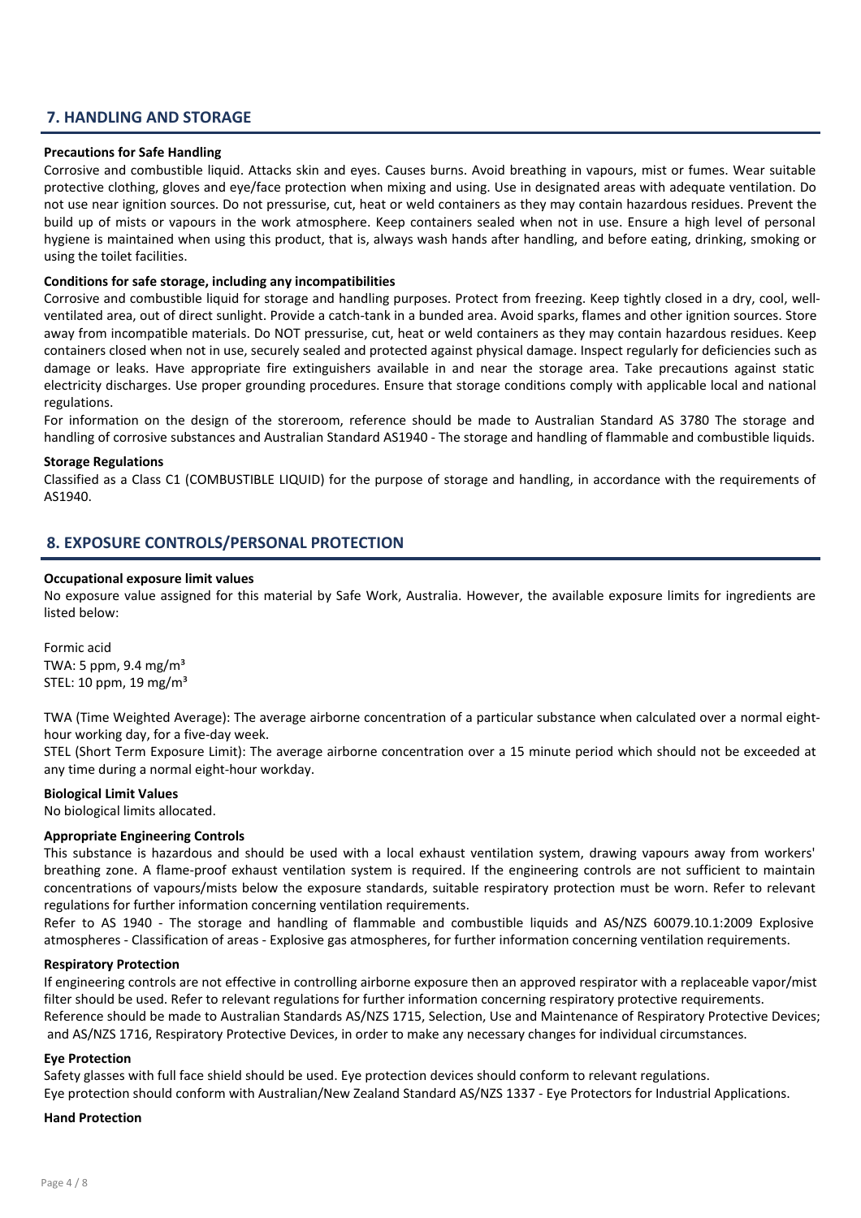## 7. HANDLING AND STORAGE

**Precautions for Safe Handling**

Corrosive and combustible liquid. Attacks skin and eyes. Causes burns. Avoid breathing in vapours, mist or fumes. Wear suitable protective clothing, gloves and eye/face protection when mixing and using. Use in designated areas with adequate ventilation. Do not use near ignition sources. Do not pressurise, cut, heat or weld containers as they may contain hazardous residues. Prevent the build up of mists or vapours in the work atmosphere. Keep containers sealed when not in use. Ensure a high level of personal hygiene is maintained when using this product, that is, always wash hands after handling, and before eating, drinking, smoking or using the toilet facilities.

**Conditions for safe storage, including any incompatibilities**

Corrosive and combustible liquid for storage and handling purposes. Protect from freezing. Keep tightly closed in a dry, cool, well-ventilated area, out of direct sunlight. Provide a catch-tank in a bunded area. Avoid sparks, flames and other ignition sources. Store away from incompatible materials. Do NOT pressurise, cut, heat or weld containers as they may contain hazardous residues. Keep containers closed when not in use, securely sealed and protected against physical damage. Inspect regularly for deficiencies such as damage or leaks. Have appropriate fire extinguishers available in and near the storage area. Take precautions against static electricity discharges. Use proper grounding procedures. Ensure that storage conditions comply with applicable local and national regulations.

For information on the design of the storeroom, reference should be made to Australian Standard AS 3780 The storage and handling of corrosive substances and Australian Standard AS1940 - The storage and handling of flammable and combustible liquids.

**Storage Regulations**

Classified as a Class C1 (COMBUSTIBLE LIQUID) for the purpose of storage and handling, in accordance with the requirements of AS1940.

## 8. EXPOSURE CONTROLS/PERSONAL PROTECTION

**Occupational exposure limit values**

No exposure value assigned for this material by Safe Work, Australia. However, the available exposure limits for ingredients are listed below:

Formic acid
TWA: 5 ppm, 9.4 mg/m³
STEL: 10 ppm, 19 mg/m³

TWA (Time Weighted Average): The average airborne concentration of a particular substance when calculated over a normal eight-hour working day, for a five-day week.

STEL (Short Term Exposure Limit): The average airborne concentration over a 15 minute period which should not be exceeded at any time during a normal eight-hour workday.

**Biological Limit Values**

No biological limits allocated.

**Appropriate Engineering Controls**

This substance is hazardous and should be used with a local exhaust ventilation system, drawing vapours away from workers' breathing zone. A flame-proof exhaust ventilation system is required. If the engineering controls are not sufficient to maintain concentrations of vapours/mists below the exposure standards, suitable respiratory protection must be worn. Refer to relevant regulations for further information concerning ventilation requirements.

Refer to AS 1940 - The storage and handling of flammable and combustible liquids and AS/NZS 60079.10.1:2009 Explosive atmospheres - Classification of areas - Explosive gas atmospheres, for further information concerning ventilation requirements.

**Respiratory Protection**

If engineering controls are not effective in controlling airborne exposure then an approved respirator with a replaceable vapor/mist filter should be used. Refer to relevant regulations for further information concerning respiratory protective requirements.

Reference should be made to Australian Standards AS/NZS 1715, Selection, Use and Maintenance of Respiratory Protective Devices; and AS/NZS 1716, Respiratory Protective Devices, in order to make any necessary changes for individual circumstances.

**Eye Protection**

Safety glasses with full face shield should be used. Eye protection devices should conform to relevant regulations.

Eye protection should conform with Australian/New Zealand Standard AS/NZS 1337 - Eye Protectors for Industrial Applications.

**Hand Protection**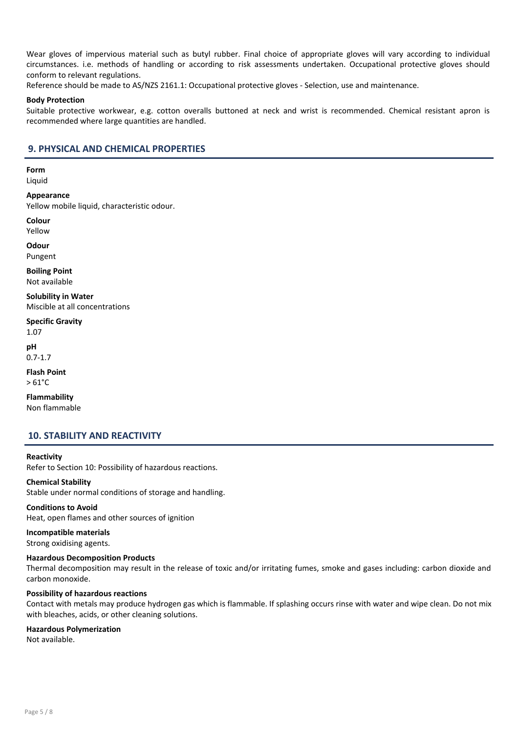Wear gloves of impervious material such as butyl rubber. Final choice of appropriate gloves will vary according to individual circumstances. i.e. methods of handling or according to risk assessments undertaken. Occupational protective gloves should conform to relevant regulations.

Reference should be made to AS/NZS 2161.1: Occupational protective gloves - Selection, use and maintenance.

**Body Protection**

Suitable protective workwear, e.g. cotton overalls buttoned at neck and wrist is recommended. Chemical resistant apron is recommended where large quantities are handled.

## 9. PHYSICAL AND CHEMICAL PROPERTIES

**Form**
Liquid

**Appearance**
Yellow mobile liquid, characteristic odour.

**Colour**
Yellow

**Odour**
Pungent

**Boiling Point**
Not available

**Solubility in Water**
Miscible at all concentrations

**Specific Gravity**
1.07

**pH**
0.7-1.7

**Flash Point**
> 61°C

**Flammability**
Non flammable

## 10. STABILITY AND REACTIVITY

**Reactivity**
Refer to Section 10: Possibility of hazardous reactions.

**Chemical Stability**
Stable under normal conditions of storage and handling.

**Conditions to Avoid**
Heat, open flames and other sources of ignition

**Incompatible materials**
Strong oxidising agents.

**Hazardous Decomposition Products**
Thermal decomposition may result in the release of toxic and/or irritating fumes, smoke and gases including: carbon dioxide and carbon monoxide.

**Possibility of hazardous reactions**
Contact with metals may produce hydrogen gas which is flammable. If splashing occurs rinse with water and wipe clean. Do not mix with bleaches, acids, or other cleaning solutions.

**Hazardous Polymerization**
Not available.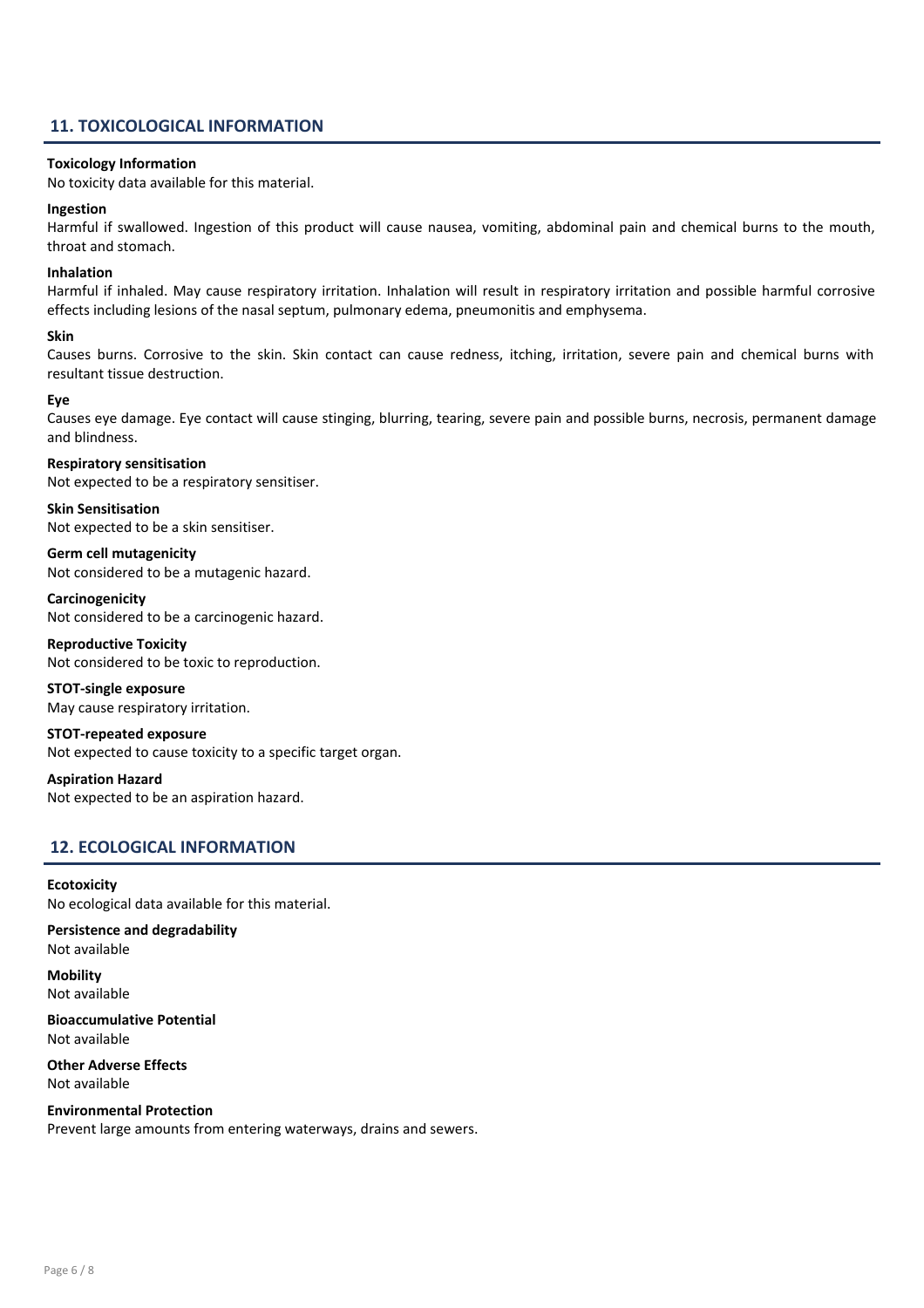## 11. TOXICOLOGICAL INFORMATION

**Toxicology Information**
No toxicity data available for this material.

**Ingestion**
Harmful if swallowed. Ingestion of this product will cause nausea, vomiting, abdominal pain and chemical burns to the mouth, throat and stomach.

**Inhalation**
Harmful if inhaled. May cause respiratory irritation. Inhalation will result in respiratory irritation and possible harmful corrosive effects including lesions of the nasal septum, pulmonary edema, pneumonitis and emphysema.

**Skin**
Causes burns. Corrosive to the skin. Skin contact can cause redness, itching, irritation, severe pain and chemical burns with resultant tissue destruction.

**Eye**
Causes eye damage. Eye contact will cause stinging, blurring, tearing, severe pain and possible burns, necrosis, permanent damage and blindness.

**Respiratory sensitisation**
Not expected to be a respiratory sensitiser.

**Skin Sensitisation**
Not expected to be a skin sensitiser.

**Germ cell mutagenicity**
Not considered to be a mutagenic hazard.

**Carcinogenicity**
Not considered to be a carcinogenic hazard.

**Reproductive Toxicity**
Not considered to be toxic to reproduction.

**STOT-single exposure**
May cause respiratory irritation.

**STOT-repeated exposure**
Not expected to cause toxicity to a specific target organ.

**Aspiration Hazard**
Not expected to be an aspiration hazard.

## 12. ECOLOGICAL INFORMATION

**Ecotoxicity**
No ecological data available for this material.

**Persistence and degradability**
Not available

**Mobility**
Not available

**Bioaccumulative Potential**
Not available

**Other Adverse Effects**
Not available

**Environmental Protection**
Prevent large amounts from entering waterways, drains and sewers.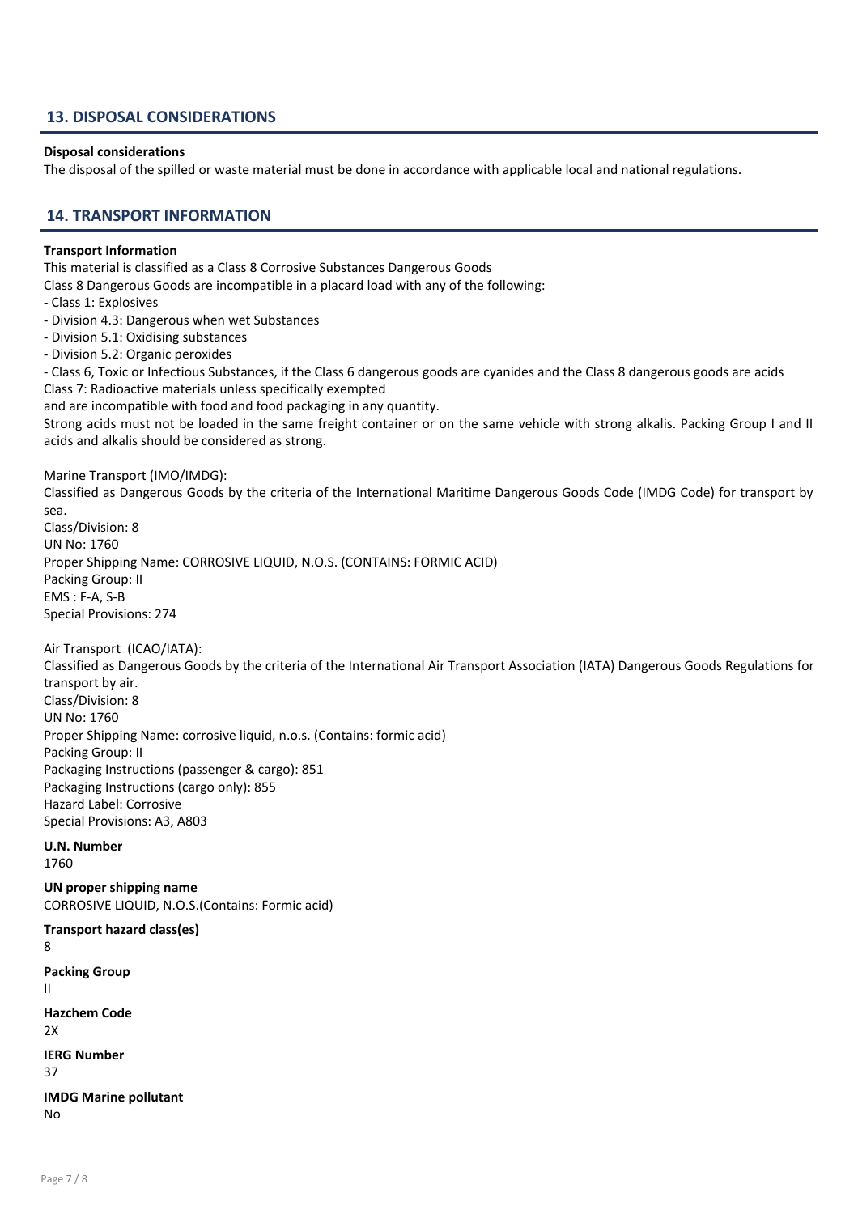## 13. DISPOSAL CONSIDERATIONS

**Disposal considerations**

The disposal of the spilled or waste material must be done in accordance with applicable local and national regulations.

## 14. TRANSPORT INFORMATION

**Transport Information**

This material is classified as a Class 8 Corrosive Substances Dangerous Goods

Class 8 Dangerous Goods are incompatible in a placard load with any of the following:

- Class 1: Explosives
- Division 4.3: Dangerous when wet Substances
- Division 5.1: Oxidising substances
- Division 5.2: Organic peroxides
- Class 6, Toxic or Infectious Substances, if the Class 6 dangerous goods are cyanides and the Class 8 dangerous goods are acids

Class 7: Radioactive materials unless specifically exempted

and are incompatible with food and food packaging in any quantity.

Strong acids must not be loaded in the same freight container or on the same vehicle with strong alkalis. Packing Group I and II acids and alkalis should be considered as strong.

Marine Transport (IMO/IMDG):

Classified as Dangerous Goods by the criteria of the International Maritime Dangerous Goods Code (IMDG Code) for transport by sea.

Class/Division: 8

UN No: 1760

Proper Shipping Name: CORROSIVE LIQUID, N.O.S. (CONTAINS: FORMIC ACID)

Packing Group: II

EMS : F-A, S-B

Special Provisions: 274

Air Transport (ICAO/IATA):

Classified as Dangerous Goods by the criteria of the International Air Transport Association (IATA) Dangerous Goods Regulations for transport by air.

Class/Division: 8

UN No: 1760

Proper Shipping Name: corrosive liquid, n.o.s. (Contains: formic acid)

Packing Group: II

Packaging Instructions (passenger & cargo): 851

Packaging Instructions (cargo only): 855

Hazard Label: Corrosive

Special Provisions: A3, A803

**U.N. Number**

1760

**UN proper shipping name**

CORROSIVE LIQUID, N.O.S.(Contains: Formic acid)

**Transport hazard class(es)**

8

**Packing Group**

II

**Hazchem Code**

2X

**IERG Number**

37

**IMDG Marine pollutant**

No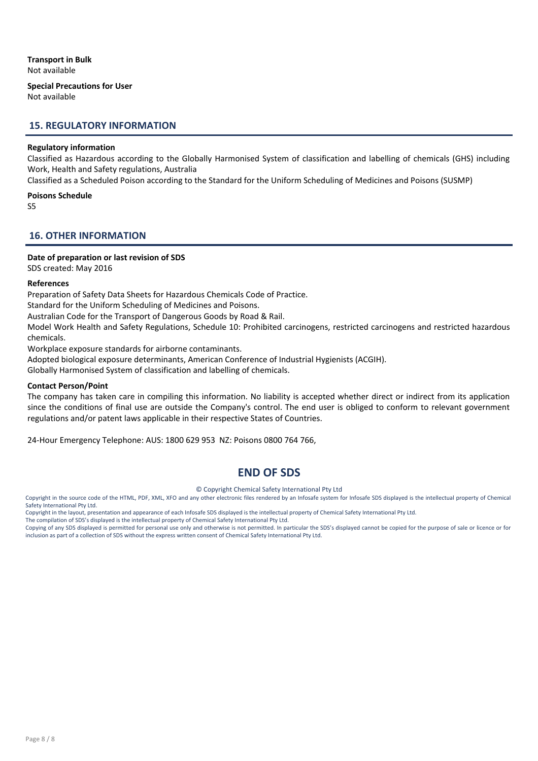**Transport in Bulk**
Not available

**Special Precautions for User**
Not available

## 15. REGULATORY INFORMATION

**Regulatory information**
Classified as Hazardous according to the Globally Harmonised System of classification and labelling of chemicals (GHS) including Work, Health and Safety regulations, Australia
Classified as a Scheduled Poison according to the Standard for the Uniform Scheduling of Medicines and Poisons (SUSMP)

**Poisons Schedule**
S5

## 16. OTHER INFORMATION

**Date of preparation or last revision of SDS**
SDS created: May 2016

**References**
Preparation of Safety Data Sheets for Hazardous Chemicals Code of Practice.
Standard for the Uniform Scheduling of Medicines and Poisons.
Australian Code for the Transport of Dangerous Goods by Road & Rail.
Model Work Health and Safety Regulations, Schedule 10: Prohibited carcinogens, restricted carcinogens and restricted hazardous chemicals.
Workplace exposure standards for airborne contaminants.
Adopted biological exposure determinants, American Conference of Industrial Hygienists (ACGIH).
Globally Harmonised System of classification and labelling of chemicals.

**Contact Person/Point**
The company has taken care in compiling this information. No liability is accepted whether direct or indirect from its application since the conditions of final use are outside the Company's control. The end user is obliged to conform to relevant government regulations and/or patent laws applicable in their respective States of Countries.

24-Hour Emergency Telephone: AUS: 1800 629 953 NZ: Poisons 0800 764 766,

## END OF SDS

© Copyright Chemical Safety International Pty Ltd

Copyright in the source code of the HTML, PDF, XML, XFO and any other electronic files rendered by an Infosafe system for Infosafe SDS displayed is the intellectual property of Chemical Safety International Pty Ltd.
Copyright in the layout, presentation and appearance of each Infosafe SDS displayed is the intellectual property of Chemical Safety International Pty Ltd.
The compilation of SDS's displayed is the intellectual property of Chemical Safety International Pty Ltd.
Copying of any SDS displayed is permitted for personal use only and otherwise is not permitted. In particular the SDS's displayed cannot be copied for the purpose of sale or licence or for inclusion as part of a collection of SDS without the express written consent of Chemical Safety International Pty Ltd.